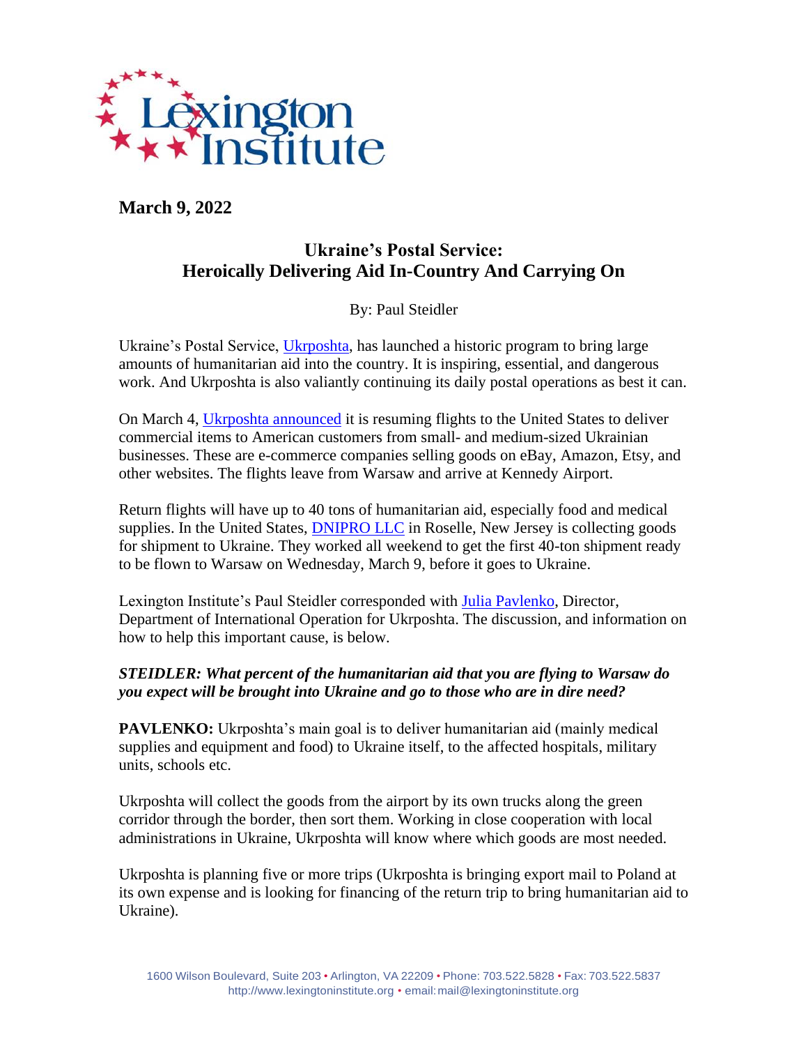Lexington Institute

**March 9, 2022**

## Ukraine's Postal Service: Heroically Delivering Aid In-Country And Carrying On

By: Paul Steidler

Ukraine's Postal Service, Ukrposhta, has launched a historic program to bring large amounts of humanitarian aid into the country. It is inspiring, essential, and dangerous work. And Ukrposhta is also valiantly continuing its daily postal operations as best it can.

On March 4, Ukrposhta announced it is resuming flights to the United States to deliver commercial items to American customers from small- and medium-sized Ukrainian businesses. These are e-commerce companies selling goods on eBay, Amazon, Etsy, and other websites. The flights leave from Warsaw and arrive at Kennedy Airport.

Return flights will have up to 40 tons of humanitarian aid, especially food and medical supplies. In the United States, DNIPRO LLC in Roselle, New Jersey is collecting goods for shipment to Ukraine. They worked all weekend to get the first 40-ton shipment ready to be flown to Warsaw on Wednesday, March 9, before it goes to Ukraine.

Lexington Institute's Paul Steidler corresponded with Julia Pavlenko, Director, Department of International Operation for Ukrposhta. The discussion, and information on how to help this important cause, is below.

***STEIDLER: What percent of the humanitarian aid that you are flying to Warsaw do you expect will be brought into Ukraine and go to those who are in dire need?***

**PAVLENKO:** Ukrposhta's main goal is to deliver humanitarian aid (mainly medical supplies and equipment and food) to Ukraine itself, to the affected hospitals, military units, schools etc.

Ukrposhta will collect the goods from the airport by its own trucks along the green corridor through the border, then sort them. Working in close cooperation with local administrations in Ukraine, Ukrposhta will know where which goods are most needed.

Ukrposhta is planning five or more trips (Ukrposhta is bringing export mail to Poland at its own expense and is looking for financing of the return trip to bring humanitarian aid to Ukraine).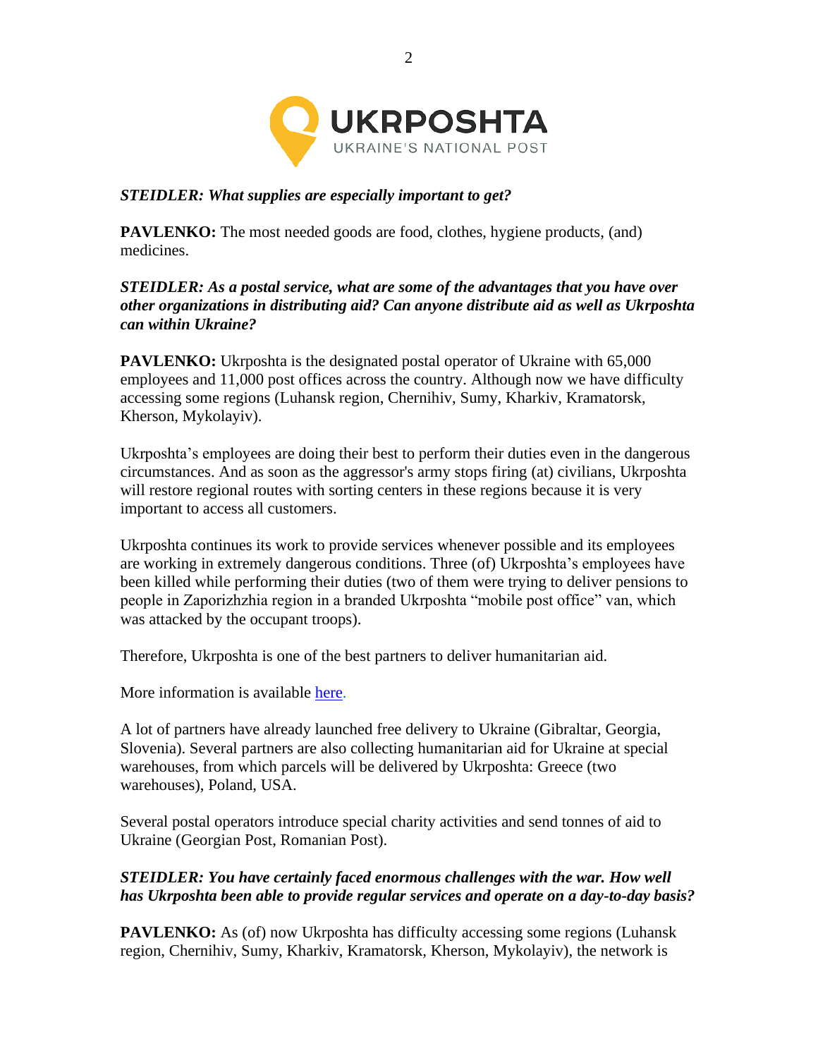***STEIDLER: What supplies are especially important to get?***

**PAVLENKO:** The most needed goods are food, clothes, hygiene products, (and) medicines.

***STEIDLER: As a postal service, what are some of the advantages that you have over other organizations in distributing aid? Can anyone distribute aid as well as Ukrposhta can within Ukraine?***

**PAVLENKO:** Ukrposhta is the designated postal operator of Ukraine with 65,000 employees and 11,000 post offices across the country. Although now we have difficulty accessing some regions (Luhansk region, Chernihiv, Sumy, Kharkiv, Kramatorsk, Kherson, Mykolayiv).

Ukrposhta's employees are doing their best to perform their duties even in the dangerous circumstances. And as soon as the aggressor's army stops firing (at) civilians, Ukrposhta will restore regional routes with sorting centers in these regions because it is very important to access all customers.

Ukrposhta continues its work to provide services whenever possible and its employees are working in extremely dangerous conditions. Three (of) Ukrposhta's employees have been killed while performing their duties (two of them were trying to deliver pensions to people in Zaporizhzhia region in a branded Ukrposhta "mobile post office" van, which was attacked by the occupant troops).

Therefore, Ukrposhta is one of the best partners to deliver humanitarian aid.

More information is available here.

A lot of partners have already launched free delivery to Ukraine (Gibraltar, Georgia, Slovenia). Several partners are also collecting humanitarian aid for Ukraine at special warehouses, from which parcels will be delivered by Ukrposhta: Greece (two warehouses), Poland, USA.

Several postal operators introduce special charity activities and send tonnes of aid to Ukraine (Georgian Post, Romanian Post).

***STEIDLER: You have certainly faced enormous challenges with the war. How well has Ukrposhta been able to provide regular services and operate on a day-to-day basis?***

**PAVLENKO:** As (of) now Ukrposhta has difficulty accessing some regions (Luhansk region, Chernihiv, Sumy, Kharkiv, Kramatorsk, Kherson, Mykolayiv), the network is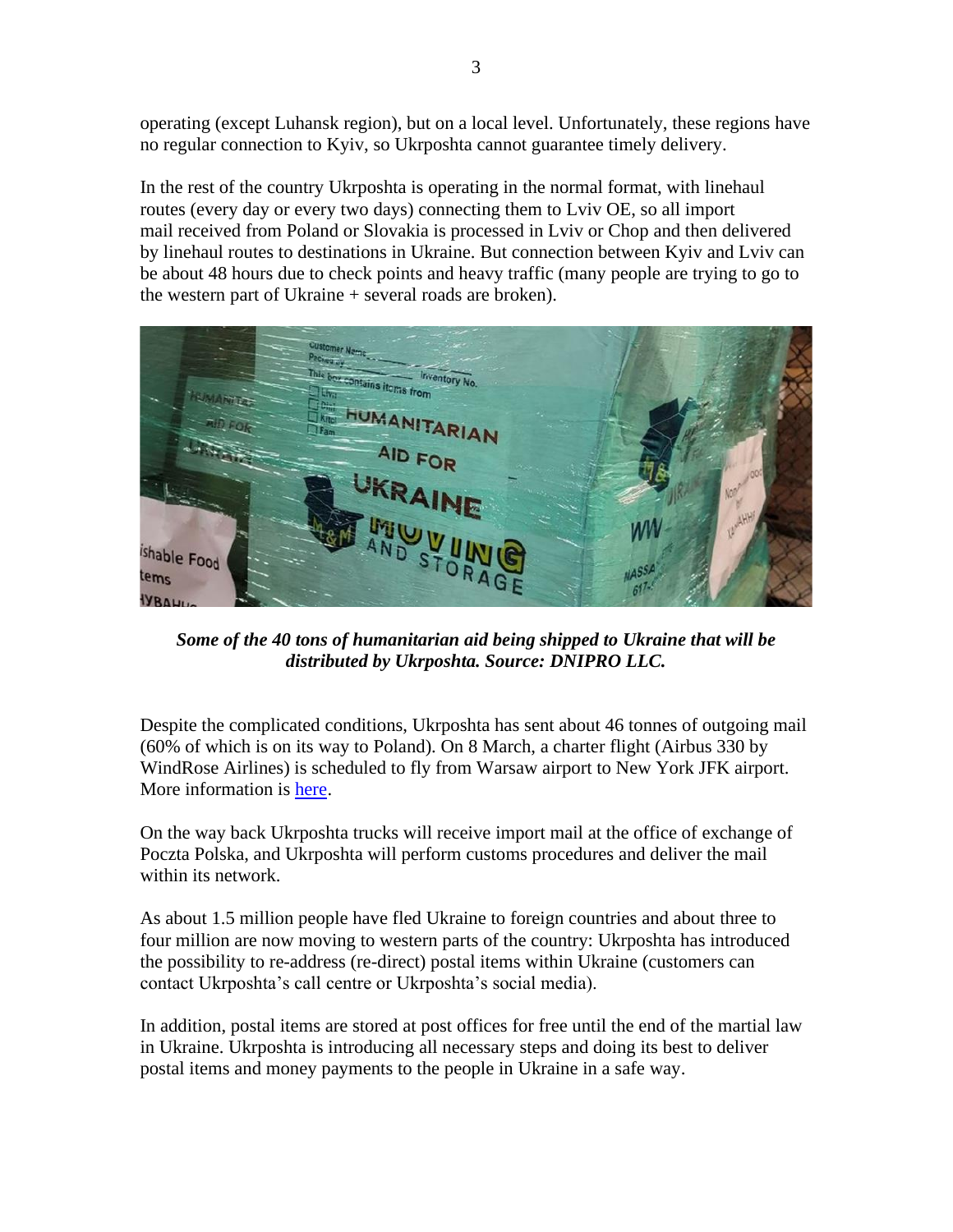operating (except Luhansk region), but on a local level. Unfortunately, these regions have no regular connection to Kyiv, so Ukrposhta cannot guarantee timely delivery.

In the rest of the country Ukrposhta is operating in the normal format, with linehaul routes (every day or every two days) connecting them to Lviv OE, so all import mail received from Poland or Slovakia is processed in Lviv or Chop and then delivered by linehaul routes to destinations in Ukraine. But connection between Kyiv and Lviv can be about 48 hours due to check points and heavy traffic (many people are trying to go to the western part of Ukraine + several roads are broken).

***Some of the 40 tons of humanitarian aid being shipped to Ukraine that will be distributed by Ukrposhta. Source: DNIPRO LLC.***

Despite the complicated conditions, Ukrposhta has sent about 46 tonnes of outgoing mail (60% of which is on its way to Poland). On 8 March, a charter flight (Airbus 330 by WindRose Airlines) is scheduled to fly from Warsaw airport to New York JFK airport. More information is [here]().

On the way back Ukrposhta trucks will receive import mail at the office of exchange of Poczta Polska, and Ukrposhta will perform customs procedures and deliver the mail within its network.

As about 1.5 million people have fled Ukraine to foreign countries and about three to four million are now moving to western parts of the country: Ukrposhta has introduced the possibility to re-address (re-direct) postal items within Ukraine (customers can contact Ukrposhta's call centre or Ukrposhta's social media).

In addition, postal items are stored at post offices for free until the end of the martial law in Ukraine. Ukrposhta is introducing all necessary steps and doing its best to deliver postal items and money payments to the people in Ukraine in a safe way.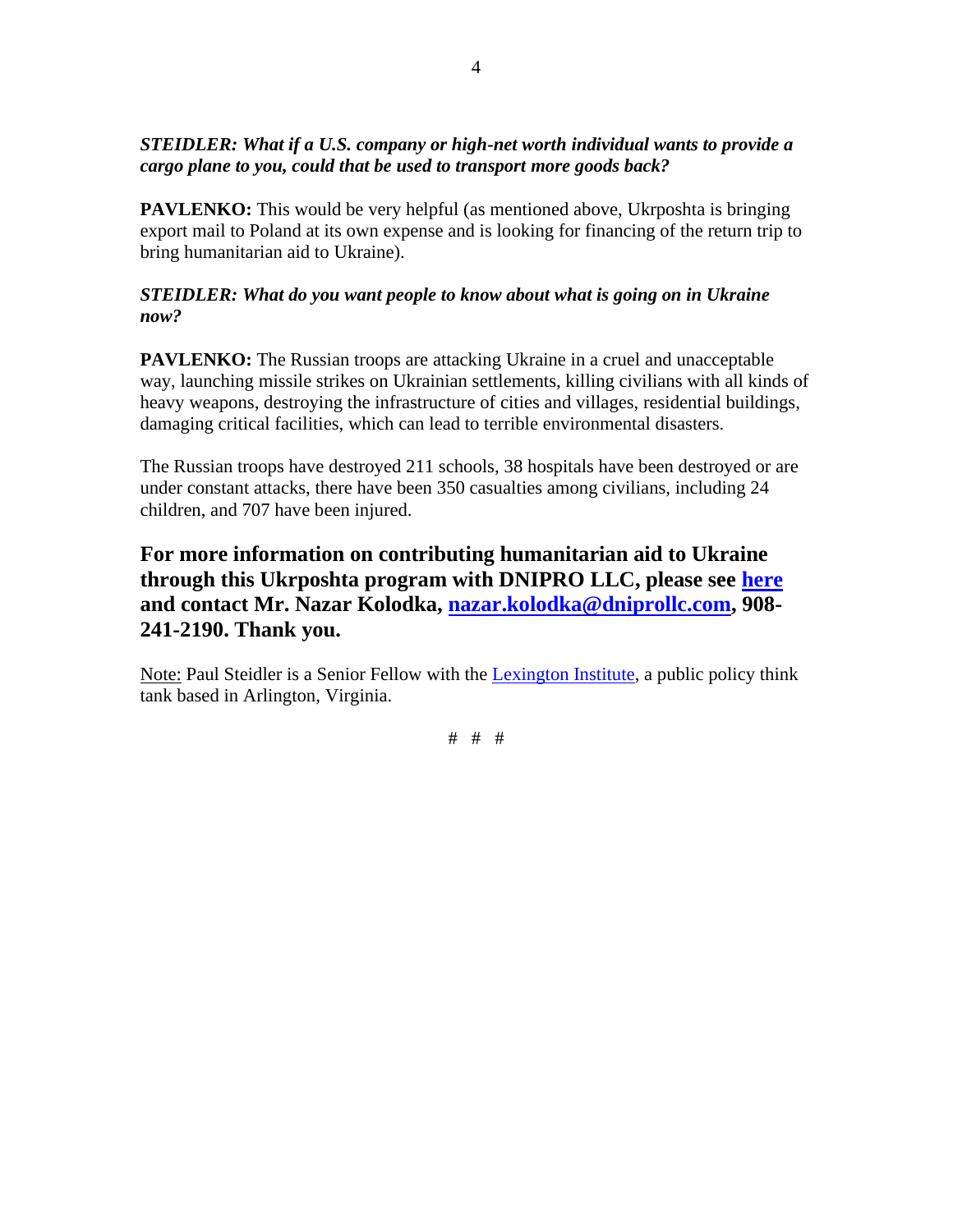***STEIDLER: What if a U.S. company or high-net worth individual wants to provide a cargo plane to you, could that be used to transport more goods back?***

**PAVLENKO:** This would be very helpful (as mentioned above, Ukrposhta is bringing export mail to Poland at its own expense and is looking for financing of the return trip to bring humanitarian aid to Ukraine).

***STEIDLER: What do you want people to know about what is going on in Ukraine now?***

**PAVLENKO:** The Russian troops are attacking Ukraine in a cruel and unacceptable way, launching missile strikes on Ukrainian settlements, killing civilians with all kinds of heavy weapons, destroying the infrastructure of cities and villages, residential buildings, damaging critical facilities, which can lead to terrible environmental disasters.

The Russian troops have destroyed 211 schools, 38 hospitals have been destroyed or are under constant attacks, there have been 350 casualties among civilians, including 24 children, and 707 have been injured.

## For more information on contributing humanitarian aid to Ukraine through this Ukrposhta program with DNIPRO LLC, please see here and contact Mr. Nazar Kolodka, nazar.kolodka@dniprollc.com, 908-241-2190. Thank you.

Note: Paul Steidler is a Senior Fellow with the Lexington Institute, a public policy think tank based in Arlington, Virginia.

# # #